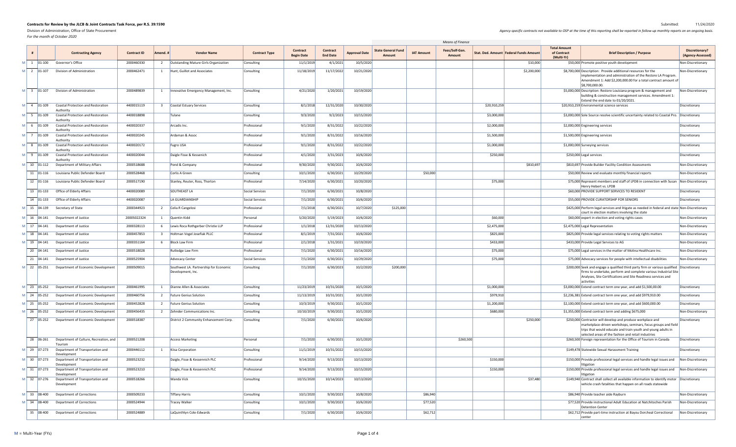**Contracts for Review by the JLCB & Joint Contracts Task Force, per R.S. 39:1590**

Division of Administration, Office of State Procurement

*For the month of October 2020*

Submitted: 11/24/2020

*Agency-specific contracts not available to OSP at the time of this reporting shall be reported in follow-up monthly reports on an ongoing basis.*

| | # | | Contracting Agency | Contract ID | Amend. # | Vendor Name | Contract Type | Contract Begin Date | Contract End Date | Approval Date | State General Fund Amount | IAT Amount | Fees/Self-Gen. Amount | Stat. Ded. Amount | Federal Funds Amount | Total Amount of Contract (Multi-Yr) | Brief Description / Purpose | Discretionary? (Agency-Assessed) |
|---|---|---|---|---|---|---|---|---|---|---|---|---|---|---|---|---|---|---|
| | | | | | | | | | | | *Means of Finance* | | | | | | | |
| M | 1 | 01-100 | Governor's Office | 2000460330 | 2 | Outstanding Mature Girls Organization | Consulting | 11/1/2019 | 4/1/2021 | 10/5/2020 | | | | | $10,000 | $50,000 | Promote positive youth development | Non-Discretionary |
| M | 2 | 01-107 | Division of Administration | 2000462471 | 1 | Hunt, Guillot and Associates | Consulting | 11/18/2019 | 11/17/2022 | 10/21/2020 | | | | | $2,200,000 | $8,700,000 | Description: Provide additional resources for the implementation and administration of the Restore LA Program. Amendment 1: Add $2,200,000.00 for a total contract amount of $8,700,000.00. | Non-Discretionary |
| M | 3 | 01-107 | Division of Administration | 2000489839 | 1 | Innovative Emergency Management, Inc. | Consulting | 4/21/2020 | 1/20/2021 | 10/19/2020 | | | | | | $5,000,000 | Description: Restore Louisiana program & management and building & construction management services. Amendment 1: Extend the end date to 01/20/2021. | Non-Discretionary |
| M | 4 | 01-109 | Coastal Protection and Restoration Authority | 4400015119 | 3 | Coastal Estuary Services | Consulting | 8/1/2018 | 12/31/2020 | 10/30/2020 | | | | $20,910,259 | | $20,910,259 | Environmental science services | Discretionary |
| M | 5 | 01-109 | Coastal Protection and Restoration Authority | 4400018898 | | Tulane | Consulting | 9/3/2020 | 9/2/2023 | 10/15/2020 | | | | $3,000,000 | | $3,000,000 | Sole Source resolve scientific uncertainty related to Coastal Pro. | Discretionary |
| M | 6 | 01-109 | Coastal Protection and Restoration Authority | 4400020337 | | Arcadis Inc. | Professional | 9/1/2020 | 8/31/2022 | 10/22/2020 | | | | $2,000,000 | | $2,000,000 | Engineering services | Discretionary |
| M | 7 | 01-109 | Coastal Protection and Restoration Authority | 4400020245 | | Ardaman & Assoc | Professional | 9/1/2020 | 8/31/2022 | 10/16/2020 | | | | $1,500,000 | | $1,500,000 | Engineering services | Discretionary |
| M | 8 | 01-109 | Coastal Protection and Restoration Authority | 4400020172 | | Fugro USA | Professional | 9/1/2020 | 8/31/2022 | 10/22/2020 | | | | $1,000,000 | | $1,000,000 | Surveying services | Discretionary |
| M | 9 | 01-109 | Coastal Protection and Restoration Authority | 4400020044 | | Daigle Fisse & Kessenich | Professional | 4/1/2020 | 3/31/2023 | 10/6/2020 | | | | $250,000 | | $250,000 | Legal services | Discretionary |
| M | 10 | 01-112 | Department of Military Affairs | 2000518688 | | Pond & Company | Professional | 9/30/2020 | 9/30/2021 | 10/6/2020 | | | | | $810,697 | $810,697 | Provide Builder Facility Condition Assessments | Non-Discretionary |
| | 11 | 01-116 | Louisiana Public Defender Board | 2000528468 | | Corlis A Green | Consulting | 10/1/2020 | 6/30/2021 | 10/29/2020 | | $50,000 | | | | $50,000 | Review and evaluate monthly financial reports | Non-Discretionary |
| | 12 | 01-116 | Louisiana Public Defender Board | 2000517190 | | Stanley, Reuter, Ross, Thorton | Professional | 7/14/2020 | 6/30/2021 | 10/20/2020 | | | | $75,000 | | $75,000 | Represent members and staff of LPDB in connection with Susan Henry Hebert vs. LPDB | Non-Discretionary |
| | 13 | 01-133 | Office of Elderly Affairs | 4400020089 | | SOUTHEAST LA | Social Services | 7/1/2020 | 6/30/2021 | 10/8/2020 | | | | | | $60,000 | PROVIDE SUPPORT SERVICES TO RESIDENT | Discretionary |
| | 14 | 01-133 | Office of Elderly Affairs | 4400020087 | | LA GUARDIANSHIP | Social Services | 7/1/2020 | 6/30/2021 | 10/6/2020 | | | | | | $55,000 | PROVIDE CURATORSHIP FOR SENIORS | Discretionary |
| M | 15 | 04-139 | Secretary of State | 2000344923 | 2 | Celia R Cangelosi | Professional | 7/1/2018 | 6/30/2021 | 10/7/2020 | $125,000 | | | | | $425,000 | Perform legal services and litigate as needed in federal and state court in election matters involving the state | Non-Discretionary |
| M | 16 | 04-141 | Department of Justice | 20005022324 | 1 | Quentin Kidd | Personal | 5/20/2020 | 5/19/2023 | 10/6/2020 | | | | $60,000 | | $60,000 | expert in election and voting rights cases | Non-Discretionary |
| M | 17 | 04-141 | Department of Justice | 2000328113 | 6 | Lewis Roca Rothgerber Christie LLP | Professional | 1/1/2018 | 12/31/2020 | 10/13/2020 | | | | $2,475,000 | | $2,475,000 | Legal Representation | Non-Discretionary |
| M | 18 | 04-141 | Department of Justice | 2000457853 | 3 | Holtman Vogel Josefiak PLLC | Professional | 8/1/2019 | 7/31/2021 | 10/6/2020 | | | | $825,000 | | $825,000 | Provide legal services relating to voting rights matters | Non-Discretionary |
| M | 19 | 04-141 | Department of Justice | 2000351164 | 6 | Block Law Firm | Professional | 2/1/2018 | 1/31/2021 | 10/19/2020 | | | | $433,000 | | $433,000 | Provide Legal Services to AG | Non-Discretionary |
| | 20 | 04-141 | Department of Justice | 2000518028 | | Rutledge Law Firm | Professional | 7/1/2020 | 6/30/2021 | 10/16/2020 | | | | $75,000 | | $75,000 | Legal services in the matter of Molina Healthcare Inc. | Non-Discretionary |
| | 21 | 04-141 | Department of Justice | 2000525904 | | Advocacy Center | Social Services | 7/1/2020 | 6/30/2021 | 10/29/2020 | | | | $75,000 | | $75,000 | Advocacy services for people with intellectual disabilities | Non-Discretionary |
| M | 22 | 05-251 | Department of Economic Development | 2000509015 | | Southwest LA. Partnership for Economic Development, Inc. | Consulting | 7/1/2020 | 6/30/2023 | 10/2/2020 | $200,000 | | | | | $200,000 | Seek and engage a qualified third party firm or various qualified firms to undertake, perform and complete various Industrial Site Analyses, Site Certifications and Site Readiness services and activities | Discretionary |
| M | 23 | 05-252 | Department of Economic Development | 2000461995 | 1 | Dianne Allen & Associates | Consulting | 11/23/2019 | 10/31/2020 | 10/1/2020 | | | | $1,000,000 | | $3,000,000 | Extend contract term one year, and add $1,500,00.00 | Discretionary |
| M | 24 | 05-252 | Department of Economic Development | 2000460756 | 2 | Future Genius Solution | Consulting | 11/13/2019 | 10/31/2021 | 10/1/2020 | | | | $979,910 | | $2,236,381 | Extend contract term one year, and add $979,910.00 | Discretionary |
| M | 25 | 05-252 | Department of Economic Development | 2000452828 | 2 | Future Genius Solution | Consulting | 10/3/2019 | 9/30/2021 | 10/1/2020 | | | | $1,200,000 | | $2,100,000 | Extend contract term one year, and add $600,000.00 | Discretionary |
| M | 26 | 05-252 | Department of Economic Development | 2000456435 | 2 | Zehnder Communications Inc. | Consulting | 10/10/2019 | 9/30/2021 | 10/1/2020 | | | | $680,000 | | $1,355,000 | Extend contract term and adding $675,000 | Non-Discretionary |
| | 27 | 05-252 | Department of Economic Development | 2000518387 | | District 2 Community Enhancement Corp. | Consulting | 7/1/2020 | 6/30/2021 | 10/6/2020 | | | | | $250,000 | $250,000 | Contractor will develop and produce workplace and marketplace-driven workshops, seminars, focus groups and field trips that would educate and train youth and young adults in selected areas of the fashion and retail industries | Discretionary |
| | 28 | 06-261 | Department of Culture, Recreation, and Tourism | 2000521208 | | Access Marketing | Personal | 7/1/2020 | 6/30/2021 | 10/1/2020 | | | $260,500 | | | $260,500 | Foreign representation for the Office of Tourism in Canada | Discretionary |
| M | 29 | 07-273 | Department of Transportation and Development | 2000446112 | 1 | Kiisa Corporation | Consulting | 11/1/2019 | 10/31/2022 | 10/15/2020 | | | | | | $149,478 | Statewide Sexual Harassment Training | Discretionary |
| M | 30 | 07-273 | Department of Transportation and Development | 2000523232 | | Daigle, Fisse & Kessennich PLC | Professional | 9/14/2020 | 9/13/2023 | 10/13/2020 | | | | $150,000 | | $150,000 | Provide professional legal services and handle legal issues and litigation | Non-Discretionary |
| M | 31 | 07-273 | Department of Transportation and Development | 2000523210 | | Daigle, Fisse & Kessennich PLC | Professional | 9/14/2020 | 9/13/2023 | 10/15/2020 | | | | $150,000 | | $150,000 | Provide professional legal services and handle legal issues and litigation | Non-Discretionary |
| M | 32 | 07-276 | Department of Transportation and Development | 2000518266 | | Wanda Vick | Consulting | 10/15/2020 | 10/14/2023 | 10/13/2020 | | | | | $37,480 | $149,940 | Contract shall collect all available information to identify motor vehicle crash fatalities that happen on all roads statewide | Discretionary |
| M | 33 | 08-400 | Department of Corrections | 2000509233 | | Tiffany Harris | Consulting | 10/1/2020 | 9/30/2023 | 10/8/2020 | | $86,940 | | | | $86,940 | Provide teacher aide Rayburn | Non-Discretionary |
| M | 34 | 08-400 | Department of Corrections | 2000524944 | | Tracey Walker | Consulting | 10/1/2020 | 9/30/2023 | 10/6/2020 | | $77,520 | | | | $77,520 | Provide instructional Adult Education at Natchitoches Parish Detention Center | Non-Discretionary |
| | 35 | 08-400 | Department of Corrections | 2000524889 | | LaQuinthlyn Cole-Edwards | Consulting | 7/1/2020 | 6/30/2020 | 10/6/2020 | | $62,712 | | | | $62,712 | Provide part-time instruction at Bayou Dorcheat Correctional center | Non-Discretionary |

M = Multi-Year (FYs)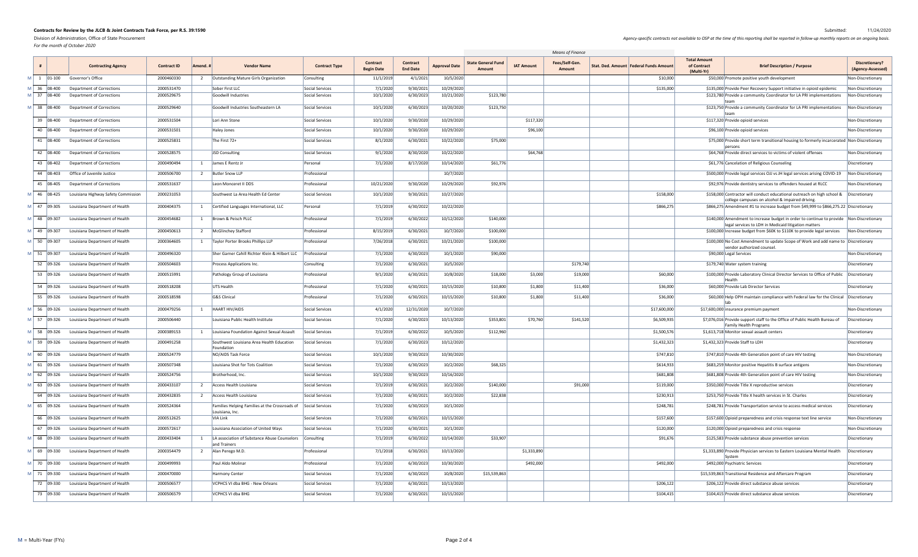**Contracts for Review by the JLCB & Joint Contracts Task Force, per R.S. 39:1590**

Division of Administration, Office of State Procurement

*For the month of October 2020*

Submitted: 11/24/2020

*Agency-specific contracts not available to OSP at the time of this reporting shall be reported in follow-up monthly reports on an ongoing basis.*

| | # | | Contracting Agency | Contract ID | Amend. # | Vendor Name | Contract Type | Contract Begin Date | Contract End Date | Approval Date | Means of Finance | | | | | Total Amount of Contract (Multi-Yr) | Brief Description / Purpose | Discretionary? (Agency-Assessed) |
|---|---|---|---|---|---|---|---|---|---|---|---|---|---|---|---|---|---|---|
| | | | | | | | | | | | State General Fund Amount | IAT Amount | Fees/Self-Gen. Amount | Stat. Ded. Amount | Federal Funds Amount | | | |
| M | 1 | 01-100 | Governor's Office | 2000460330 | 2 | Outstanding Mature Girls Organization | Consulting | 11/1/2019 | 4/1/2021 | 10/5/2020 | | | | | $10,000 | $50,000 | Promote positive youth development | Non-Discretionary |
| M | 36 | 08-400 | Department of Corrections | 2000531470 | | Sober First LLC | Social Services | 7/1/2020 | 9/30/2021 | 10/29/2020 | | | | | $135,000 | $135,000 | Provide Peer Recovery Support initiative in opioid epidemic | Non-Discretionary |
| M | 37 | 08-400 | Department of Corrections | 2000529675 | | Goodwill Industries | Social Services | 10/1/2020 | 6/30/2023 | 10/21/2020 | $123,780 | | | | | $123,780 | Provide a community Coordinator for LA PRI implementations team | Non-Discretionary |
| M | 38 | 08-400 | Department of Corrections | 2000529640 | | Goodwill Industries Southeastern LA | Social Services | 10/1/2020 | 6/30/2023 | 10/20/2020 | $123,750 | | | | | $123,750 | Provide a community Coordinator for LA PRI implementations team | Non-Discretionary |
| | 39 | 08-400 | Department of Corrections | 2000531504 | | Lori Ann Stone | Social Services | 10/1/2020 | 9/30/2020 | 10/29/2020 | | $117,320 | | | | $117,320 | Provide opioid services | Non-Discretionary |
| | 40 | 08-400 | Department of Corrections | 2000531501 | | Haley Jones | Social Services | 10/1/2020 | 9/30/2020 | 10/29/2020 | | $96,100 | | | | $96,100 | Provide opioid services | Non-Discretionary |
| | 41 | 08-400 | Department of Corrections | 2000525831 | | The First 72+ | Social Services | 8/1/2020 | 6/30/2021 | 10/22/2020 | $75,000 | | | | | $75,000 | Provide short term transitional housing to formerly incarcerated persons | Non-Discretionary |
| | 42 | 08-400 | Department of Corrections | 2000528575 | | JSD Consulting | Social Services | 9/1/2020 | 8/30/2020 | 10/22/2020 | | $64,768 | | | | $64,768 | Provide direct services to victims of violent offenses | Non-Discretionary |
| | 43 | 08-402 | Department of Corrections | 2000490494 | 1 | James E Rentz Jr | Personal | 7/1/2020 | 8/17/2020 | 10/14/2020 | $61,776 | | | | | $61,776 | Cancelation of Religious Counseling | Discretionary |
| | 44 | 08-403 | Office of Juvenile Justice | 2000506700 | 2 | Butler Snow LLP | Professional | | | 10/7/2020 | | | | | | $500,000 | Provide legal services OJJ vs JH legal services arising COVID-19 | Non-Discretionary |
| | 45 | 08-405 | Department of Corrections | 2000531637 | | Leon Monceret II DDS | Professional | 10/21/2020 | 9/30/2020 | 10/29/2020 | $92,976 | | | | | $92,976 | Provide dentistry services to offenders housed at RLCC | Non-Discretionary |
| M | 46 | 08-425 | Louisiana Highway Safety Commission | 2000231053 | | Southwest La Area Health Ed Center | Social Services | 10/1/2020 | 9/30/2021 | 10/27/2020 | | | | | $158,000 | $158,000 | Contractor will conduct educational outreach on high school & college campuses on alcohol & impaired driving. | Discretionary |
| M | 47 | 09-305 | Louisiana Department of Health | 2000404375 | 1 | Certified Languages International, LLC | Personal | 7/1/2019 | 6/30/2022 | 10/22/2020 | | | | | $866,275 | $866,275 | Amendment #1 to increase budget from $49,999 to $866,275.22 | Discretionary |
| M | 48 | 09-307 | Louisiana Department of Health | 2000454682 | 1 | Brown & Peisch PLLC | Professional | 7/1/2019 | 6/30/2022 | 10/12/2020 | $140,000 | | | | | $140,000 | Amendment to increase budget in order to continue to provide legal services to LDH in Medicaid litigation matters | Non-Discretionary |
| M | 49 | 09-307 | Louisiana Department of Health | 2000450613 | 2 | McGlinchey Stafford | Professional | 8/15/2019 | 6/30/2021 | 10/7/2020 | $100,000 | | | | | $100,000 | Increase budget from $60K to $110K to provide legal services | Non-Discretionary |
| M | 50 | 09-307 | Louisiana Department of Health | 2000364605 | 1 | Taylor Porter Brooks Phillips LLP | Professional | 7/26/2018 | 6/30/2021 | 10/21/2020 | $100,000 | | | | | $100,000 | No Cost Amendment to update Scope of Work and add name to vendor authorized counsel. | Discretionary |
| M | 51 | 09-307 | Louisiana Department of Health | 2000496320 | | Sher Garner Cahill Richter Klein & Hilbert LLC | Professional | 7/1/2020 | 6/30/2023 | 10/1/2020 | $90,000 | | | | | $90,000 | Legal Services | Non-Discretionary |
| | 52 | 09-326 | Louisiana Department of Health | 2000504603 | | Process Applications Inc. | Consulting | 7/1/2020 | 6/30/2021 | 10/5/2020 | | | $179,740 | | | $179,740 | Water system training | Discretionary |
| | 53 | 09-326 | Louisiana Department of Health | 2000515991 | | Pathology Group of Louisiana | Professional | 9/1/2020 | 6/30/2021 | 10/8/2020 | $18,000 | $3,000 | $19,000 | | $60,000 | $100,000 | Provide Laboratory Clinical Director Services to Office of Public Health | Discretionary |
| | 54 | 09-326 | Louisiana Department of Health | 2000518208 | | UTS Health | Professional | 7/1/2020 | 6/30/2021 | 10/15/2020 | $10,800 | $1,800 | $11,400 | | $36,000 | $60,000 | Provide Lab Director Services | Discretionary |
| | 55 | 09-326 | Louisiana Department of Health | 2000518598 | | G&S Clinical | Professional | 7/1/2020 | 6/30/2021 | 10/15/2020 | $10,800 | $1,800 | $11,400 | | $36,000 | $60,000 | Help OPH maintain compliance with Federal law for the Clinical lab | Discretionary |
| M | 56 | 09-326 | Louisiana Department of Health | 2000479256 | 1 | HAART HIV/AIDS | Social Services | 4/1/2020 | 12/31/2020 | 10/7/2020 | | | | | $17,600,000 | $17,600,000 | Insurance premium payment | Non-Discretionary |
| M | 57 | 09-326 | Louisiana Department of Health | 2000506440 | | Louisiana Public Health Institute | Social Services | 7/1/2020 | 6/30/2023 | 10/13/2020 | $353,801 | $70,760 | $141,520 | | $6,509,935 | $7,076,016 | Provide support staff to the Office of Public Health Bureau of Family Health Programs | Discretionary |
| M | 58 | 09-326 | Louisiana Department of Health | 2000389153 | 1 | Louisiana Foundation Against Sexual Assault | Social Services | 7/1/2019 | 6/30/2022 | 10/5/2020 | $112,960 | | | | $1,500,576 | $1,613,718 | Monitor sexual assault centers | Discretionary |
| M | 59 | 09-326 | Louisiana Department of Health | 2000491258 | | Southwest Louisiana Area Health Education Foundation | Social Services | 7/1/2020 | 6/30/2023 | 10/12/2020 | | | | | $1,432,323 | $1,432,323 | Provide Staff to LDH | Discretionary |
| M | 60 | 09-326 | Louisiana Department of Health | 2000524779 | | NO/AIDS Task Force | Social Services | 10/1/2020 | 9/30/2023 | 10/30/2020 | | | | | $747,810 | $747,810 | Provide 4th Generation point of care HIV testing | Non-Discretionary |
| M | 61 | 09-326 | Louisiana Department of Health | 2000507348 | | Louisiana Shot for Tots Coalition | Social Services | 7/1/2020 | 6/30/2023 | 10/2/2020 | $68,325 | | | | $614,933 | $683,259 | Monitor positive Hepatitis B surface antigens | Non-Discretionary |
| M | 62 | 09-326 | Louisiana Department of Health | 2000524756 | | Brotherhood, Inc. | Social Services | 10/1/2020 | 9/30/2023 | 10/16/2020 | | | | | $681,808 | $681,808 | Provide 4th Generation point of care HIV testing | Non-Discretionary |
| M | 63 | 09-326 | Louisiana Department of Health | 2000433107 | 2 | Access Health Louisiana | Social Services | 7/1/2019 | 6/30/2021 | 10/2/2020 | $140,000 | | $91,000 | | $119,000 | $350,000 | Provide Title X reproductive services | Discretionary |
| | 64 | 09-326 | Louisiana Department of Health | 2000432835 | 2 | Access Health Louisiana | Social Services | 7/1/2020 | 6/30/2021 | 10/2/2020 | $22,838 | | | | $230,913 | $253,750 | Provide Title X health services in St. Charles | Discretionary |
| M | 65 | 09-326 | Louisiana Department of Health | 2000524364 | | Families Helping Families at the Crossroads of Louisiana, Inc. | Social Services | 7/1/2020 | 6/30/2023 | 10/1/2020 | | | | | $248,781 | $248,781 | Provide Transportation service to access medical services | Discretionary |
| | 66 | 09-326 | Louisiana Department of Health | 2000512625 | | VIA Link | Social Services | 7/1/2020 | 6/30/2021 | 10/15/2020 | | | | | $157,600 | $157,600 | Opioid preparedness and crisis response text line service | Non-Discretionary |
| | 67 | 09-326 | Louisiana Department of Health | 2000572617 | | Louisiana Association of United Ways | Social Services | 7/1/2020 | 6/30/2021 | 10/1/2020 | | | | | $120,000 | $120,000 | Opioid preparedness and crisis response | Non-Discretionary |
| M | 68 | 09-330 | Louisiana Department of Health | 2000433404 | 1 | LA association of Substance Abuse Counselors and Trainers | Consulting | 7/1/2019 | 6/30/2022 | 10/14/2020 | $33,907 | | | | $91,676 | $125,583 | Provide substance abuse prevention services | Discretionary |
| M | 69 | 09-330 | Louisiana Department of Health | 2000354479 | 2 | Alan Perego M.D. | Professional | 7/1/2018 | 6/30/2021 | 10/13/2020 | | $1,333,890 | | | | $1,333,890 | Provide Physician services to Eastern Louisiana Mental Health System | Discretionary |
| M | 70 | 09-330 | Louisiana Department of Health | 2000499993 | | Paul Aldo Molinar | Professional | 7/1/2020 | 6/30/2023 | 10/30/2020 | | $492,000 | | | $492,000 | $492,000 | Psychiatric Services | Discretionary |
| M | 71 | 09-330 | Louisiana Department of Health | 2000470000 | | Harmony Center | Social Services | 7/1/2020 | 6/30/2023 | 10/8/2020 | $15,539,863 | | | | | $15,539,863 | Transitional Residence and Aftercare Program | Discretionary |
| | 72 | 09-330 | Louisiana Department of Health | 2000506577 | | VCPHCS VI dba BHG - New Orleans | Social Services | 7/1/2020 | 6/30/2021 | 10/13/2020 | | | | | $206,122 | $206,122 | Provide direct substance abuse services | Discretionary |
| | 73 | 09-330 | Louisiana Department of Health | 2000506579 | | VCPHCS VI dba BHG | Social Services | 7/1/2020 | 6/30/2021 | 10/15/2020 | | | | | $104,415 | $104,415 | Provide direct substance abuse services | Discretionary |

M = Multi-Year (FYs)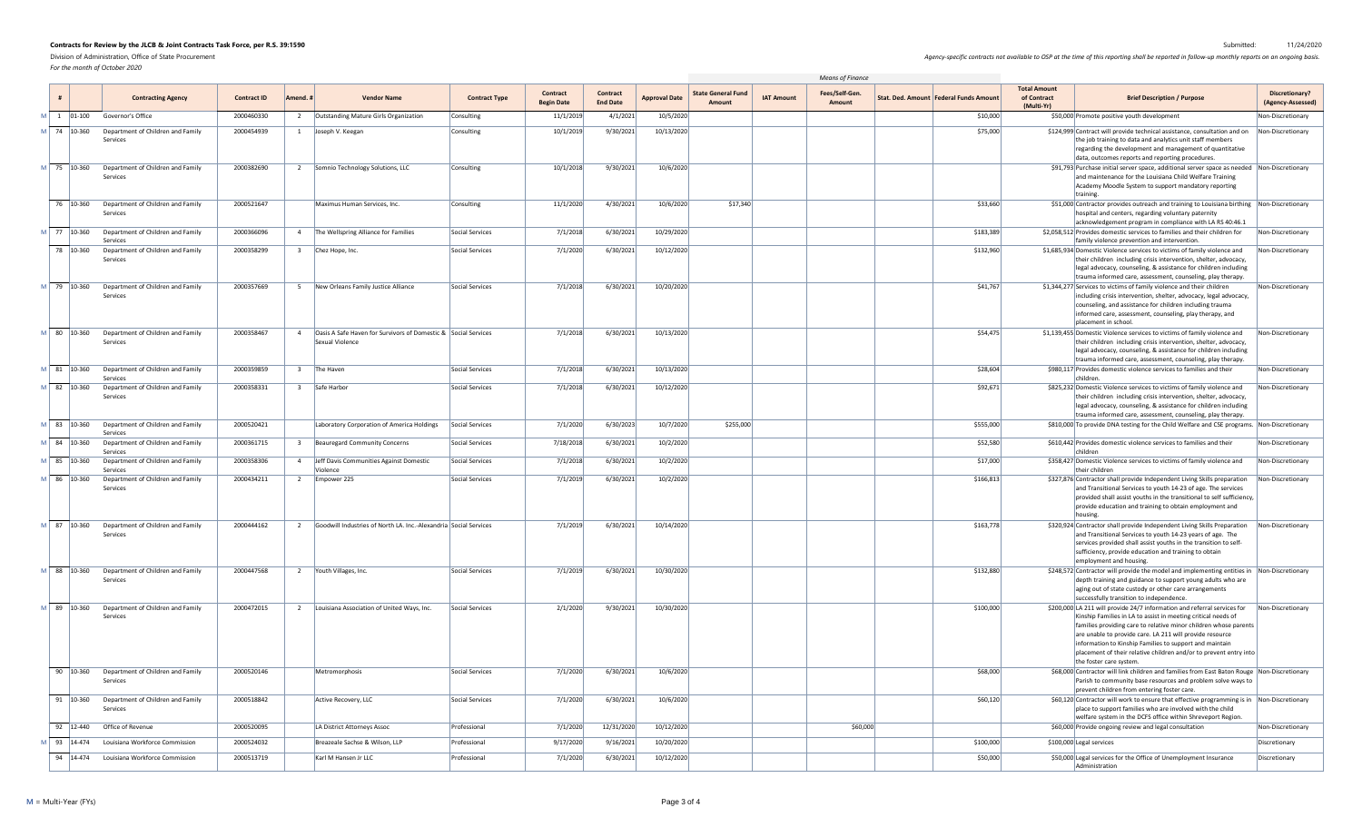**Contracts for Review by the JLCB & Joint Contracts Task Force, per R.S. 39:1590**

Division of Administration, Office of State Procurement

*For the month of October 2020*

Submitted: 11/24/2020

*Agency-specific contracts not available to OSP at the time of this reporting shall be reported in follow-up monthly reports on an ongoing basis.*

| | # | | Contracting Agency | Contract ID | Amend. # | Vendor Name | Contract Type | Contract Begin Date | Contract End Date | Approval Date | Means of Finance: State General Fund Amount | IAT Amount | Fees/Self-Gen. Amount | Stat. Ded. Amount | Federal Funds Amount | Total Amount of Contract (Multi-Yr) | Brief Description / Purpose | Discretionary? (Agency-Assessed) |
|---|---|---|---|---|---|---|---|---|---|---|---|---|---|---|---|---|---|---|
| M | 1 | 01-100 | Governor's Office | 2000460330 | 2 | Outstanding Mature Girls Organization | Consulting | 11/1/2019 | 4/1/2021 | 10/5/2020 | | | | | $10,000 | $50,000 | Promote positive youth development | Non-Discretionary |
| M | 74 | 10-360 | Department of Children and Family Services | 2000454939 | 1 | Joseph V. Keegan | Consulting | 10/1/2019 | 9/30/2021 | 10/13/2020 | | | | | $75,000 | $124,999 | Contract will provide technical assistance, consultation and on the job training to data and analytics unit staff members regarding the development and management of quantitative data, outcomes reports and reporting procedures. | Non-Discretionary |
| M | 75 | 10-360 | Department of Children and Family Services | 2000382690 | 2 | Somnio Technology Solutions, LLC | Consulting | 10/1/2018 | 9/30/2021 | 10/6/2020 | | | | | | $91,793 | Purchase initial server space, additional server space as needed and maintenance for the Louisiana Child Welfare Training Academy Moodle System to support mandatory reporting training. | Non-Discretionary |
| | 76 | 10-360 | Department of Children and Family Services | 2000521647 | | Maximus Human Services, Inc. | Consulting | 11/1/2020 | 4/30/2021 | 10/6/2020 | $17,340 | | | | $33,660 | $51,000 | Contractor provides outreach and training to Louisiana birthing hospital and centers, regarding voluntary paternity acknowledgement program in compliance with LA RS 40:46.1 | Non-Discretionary |
| M | 77 | 10-360 | Department of Children and Family Services | 2000366096 | 4 | The Wellspring Alliance for Families | Social Services | 7/1/2018 | 6/30/2021 | 10/29/2020 | | | | | $183,389 | $2,058,512 | Provides domestic services to families and their children for family violence prevention and intervention. | Non-Discretionary |
| | 78 | 10-360 | Department of Children and Family Services | 2000358299 | 3 | Chez Hope, Inc. | Social Services | 7/1/2020 | 6/30/2021 | 10/12/2020 | | | | | $132,960 | $1,685,934 | Domestic Violence services to victims of family violence and their children including crisis intervention, shelter, advocacy, legal advocacy, counseling, & assistance for children including trauma informed care, assessment, counseling, play therapy. | Non-Discretionary |
| M | 79 | 10-360 | Department of Children and Family Services | 2000357669 | 5 | New Orleans Family Justice Alliance | Social Services | 7/1/2018 | 6/30/2021 | 10/20/2020 | | | | | $41,767 | $1,344,277 | Services to victims of family violence and their children including crisis intervention, shelter, advocay, legal advocacy, counseling, and assistance for children including trauma informed care, assessment, counseling, play therapy, and placement in school. | Non-Discretionary |
| M | 80 | 10-360 | Department of Children and Family Services | 2000358467 | 4 | Oasis A Safe Haven for Survivors of Domestic & Sexual Violence | Social Services | 7/1/2018 | 6/30/2021 | 10/13/2020 | | | | | $54,475 | $1,139,455 | Domestic Violence services to victims of family violence and their children including crisis intervention, shelter, advocacy, legal advocacy, counseling, & assistance for children including trauma informed care, assessment, counseling, play therapy. | Non-Discretionary |
| M | 81 | 10-360 | Department of Children and Family Services | 2000359859 | 3 | The Haven | Social Services | 7/1/2018 | 6/30/2021 | 10/13/2020 | | | | | $28,604 | $980,117 | Provides domestic violence services to families and their children. | Non-Discretionary |
| M | 82 | 10-360 | Department of Children and Family Services | 2000358331 | 3 | Safe Harbor | Social Services | 7/1/2018 | 6/30/2021 | 10/12/2020 | | | | | $92,671 | $825,232 | Domestic Violence services to victims of family violence and their children including crisis intervention, shelter, advocacy, legal advocacy, counseling, & assistance for children including trauma informed care, assessment, counseling, play therapy. | Non-Discretionary |
| M | 83 | 10-360 | Department of Children and Family Services | 2000520421 | | Laboratory Corporation of America Holdings | Social Services | 7/1/2020 | 6/30/2023 | 10/7/2020 | $255,000 | | | | $555,000 | $810,000 | To provide DNA testing for the Child Welfare and CSE programs. | Non-Discretionary |
| M | 84 | 10-360 | Department of Children and Family Services | 2000361715 | 3 | Beauregard Community Concerns | Social Services | 7/18/2018 | 6/30/2021 | 10/2/2020 | | | | | $52,580 | $610,442 | Provides domestic violence services to families and their children | Non-Discretionary |
| M | 85 | 10-360 | Department of Children and Family Services | 2000358306 | 4 | Jeff Davis Communities Against Domestic Violence | Social Services | 7/1/2018 | 6/30/2021 | 10/2/2020 | | | | | $17,000 | $358,427 | Domestic Violence services to victims of family violence and their children | Non-Discretionary |
| M | 86 | 10-360 | Department of Children and Family Services | 2000434211 | 2 | Empower 225 | Social Services | 7/1/2019 | 6/30/2021 | 10/2/2020 | | | | | $166,813 | $327,876 | Contractor shall provide Independent Living Skills preparation and Transitional Services to youth 14-23 of age. The services provided shall assist youths in the transitional to self sufficiency, provide education and training to obtain employment and housing. | Non-Discretionary |
| M | 87 | 10-360 | Department of Children and Family Services | 2000444162 | 2 | Goodwill Industries of North LA. Inc.-Alexandria | Social Services | 7/1/2019 | 6/30/2021 | 10/14/2020 | | | | | $163,778 | $320,924 | Contractor shall provide Independent Living Skills Preparation and Transitional Services to youth 14-23 years of age. The services provided shall assist youths in the transition to self-sufficiency, provide education and training to obtain employment and housing. | Non-Discretionary |
| M | 88 | 10-360 | Department of Children and Family Services | 2000447568 | 2 | Youth Villages, Inc. | Social Services | 7/1/2019 | 6/30/2021 | 10/30/2020 | | | | | $132,880 | $248,572 | Contractor will provide the model and implementing entities in depth training and guidance to support young adults who are aging out of state custody or other care arrangements successfully transition to independence. | Non-Discretionary |
| M | 89 | 10-360 | Department of Children and Family Services | 2000472015 | 2 | Louisiana Association of United Ways, Inc. | Social Services | 2/1/2020 | 9/30/2021 | 10/30/2020 | | | | | $100,000 | $200,000 | LA 211 will provide 24/7 information and referral services for Kinship Families in LA to assist in meeting critical needs of families providing care to relative minor children whose parents are unable to provide care. LA 211 will provide resource information to Kinship Families to support and maintain placement of their relative children and/or to prevent entry into the foster care system. | Non-Discretionary |
| | 90 | 10-360 | Department of Children and Family Services | 2000520146 | | Metromorphosis | Social Services | 7/1/2020 | 6/30/2021 | 10/6/2020 | | | | | $68,000 | $68,000 | Contractor will link children and families from East Baton Rouge Parish to community base resources and problem solve ways to prevent children from entering foster care. | Non-Discretionary |
| | 91 | 10-360 | Department of Children and Family Services | 2000518842 | | Active Recovery, LLC | Social Services | 7/1/2020 | 6/30/2021 | 10/6/2020 | | | | | $60,120 | $60,120 | Contractor will work to ensure that effective programming is in place to support families who are involved with the child welfare system in the DCFS office within Shreveport Region. | Non-Discretionary |
| | 92 | 12-440 | Office of Revenue | 2000520095 | | LA District Attorneys Assoc | Professional | 7/1/2020 | 12/31/2020 | 10/12/2020 | | | $60,000 | | | $60,000 | Provide ongoing review and legal consultation | Non-Discretionary |
| M | 93 | 14-474 | Louisiana Workforce Commission | 2000524032 | | Breazeale Sachse & Wilson, LLP | Professional | 9/17/2020 | 9/16/2021 | 10/20/2020 | | | | | $100,000 | $100,000 | Legal services | Discretionary |
| | 94 | 14-474 | Louisiana Workforce Commission | 2000513719 | | Karl M Hansen Jr LLC | Professional | 7/1/2020 | 6/30/2021 | 10/12/2020 | | | | | $50,000 | $50,000 | Legal services for the Office of Unemployment Insurance Administration | Discretionary |

M = Multi-Year (FYs)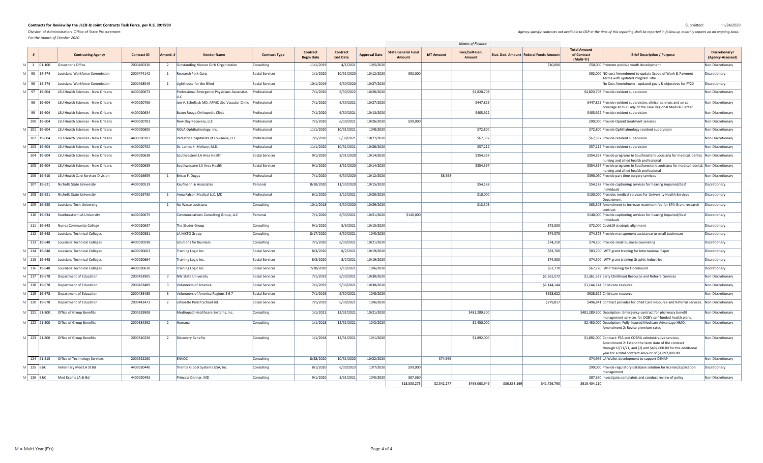**Contracts for Review by the JLCB & Joint Contracts Task Force, per R.S. 39:1590**

Division of Administration, Office of State Procurement

*For the month of October 2020*

Submitted: 11/24/2020

*Agency-specific contracts not available to OSP at the time of this reporting shall be reported in follow-up monthly reports on an ongoing basis.*

| | # | | Contracting Agency | Contract ID | Amend. # | Vendor Name | Contract Type | Contract Begin Date | Contract End Date | Approval Date | Means of Finance | | | | | Total Amount of Contract (Multi-Yr) | Brief Description / Purpose | Discretionary? (Agency-Assessed) |
|---|---|---|---|---|---|---|---|---|---|---|---|---|---|---|---|---|---|---|
| | | | | | | | | | | | State General Fund Amount | IAT Amount | Fees/Self-Gen. Amount | Stat. Ded. Amount | Federal Funds Amount | | | |
| M | 1 | 01-100 | Governor's Office | 2000460330 | 2 | Outstanding Mature Girls Organization | Consulting | 11/1/2019 | 4/1/2021 | 10/5/2020 | | | | | $10,000 | $50,000 | Promote positive youth development | Non-Discretionary |
| M | 95 | 14-474 | Louisiana Workforce Commission | 2000474142 | 1 | Research Park Corp | Social Services | 1/1/2020 | 10/31/2020 | 10/12/2020 | $92,000 | | | | | $92,000 | NO cost Amendment to update Scope of Work & Payment Terms with updated Program Title | Discretionary |
| M | 96 | 14-474 | Louisiana Workforce Commission | 2000468549 | 1 | Lighthouse for the Blind | Social Services | 10/1/2019 | 9/30/2020 | 10/27/2020 | | | | | | | No Cost Amendment - updated goals & objectives for FY20 | Discretionary |
| M | 97 | 19-604 | LSU Health Sciences - New Orleans | 4400020673 | | Professional Emergency Physicians Associates, LLC | Professional | 7/1/2020 | 6/30/2022 | 10/20/2020 | | | $4,820,708 | | | $4,820,708 | Provide resident supervision | Non-Discretionary |
| | 98 | 19-604 | LSU Health Sciences - New Orleans | 4400020706 | | Jon V. Schellack MD, APMC dba Vascular Clinic | Professional | 7/1/2020 | 6/30/2021 | 10/27/2020 | | | $447,825 | | | $447,825 | Provide resident supervision, clinical services and on call coverage at Our Lady of the Lake Regional Medical Center | Non-Discretionary |
| | 99 | 19-604 | LSU Health Sciences - New Orleans | 4400020634 | | Baton Rouge Orthopedic Clinic | Professional | 7/1/2020 | 6/30/2021 | 10/13/2020 | | | $405,922 | | | $405,922 | Provide resident supervision | Non-Discretionary |
| | 100 | 19-604 | LSU Health Sciences - New Orleans | 4400020703 | | New Day Recovery, LLC | Professional | 7/1/2020 | 6/30/2021 | 10/26/2020 | $99,000 | | | | | $99,000 | Provide Opioid treatment services | Non-Discretionary |
| M | 101 | 19-604 | LSU Health Sciences - New Orleans | 4400020605 | | NOLA Ophthalmology, Inc. | Professional | 11/1/2020 | 10/31/2021 | 10/8/2020 | | | $72,800 | | | $72,800 | Provide Ophthalmology resident supervision | Non-Discretionary |
| | 102 | 19-604 | LSU Health Sciences - New Orleans | 4400020707 | | Pediatric Hospitalists of Louisiana, LLC | Professional | 7/1/2020 | 6/30/2021 | 10/27/2020 | | | $67,397 | | | $67,397 | Provide resident supervision | Non-Discretionary |
| M | 103 | 19-604 | LSU Health Sciences - New Orleans | 4400020702 | | Dr. James K. McNary, M.D. | Professional | 11/1/2020 | 10/31/2021 | 10/26/2020 | | | $57,212 | | | $57,212 | Provide resident supervision | Non-Discretionary |
| | 104 | 19-604 | LSU Health Sciences - New Orleans | 4400020638 | | Southeastern LA Area Health | Social Services | 9/1/2020 | 8/31/2020 | 10/14/2020 | | | $354,367 | | | $354,367 | Provide programs in Southeastern Louisiana for medical, dental, nursing and allied health professional | Non-Discretionary |
| | 105 | 19-604 | LSU Health Sciences - New Orleans | 4400020639 | | Southwestern LA Area Health | Social Services | 9/1/2020 | 8/31/2020 | 10/14/2020 | | | $354,367 | | | $354,367 | Provide programs in Southwestern Louisiana for medical, dental, nursing and allied health professional | Non-Discretionary |
| | 106 | 19-610 | LSU Health Care Services Division | 4400016659 | 1 | Brisco F. Dugas | Professional | 7/1/2020 | 6/30/2020 | 10/12/2020 | | $8,568 | | | | $390,060 | Provide part time surgery services | Non-Discretionary |
| | 107 | 19-621 | Nicholls State University | 4400020519 | | Kaufmann & Associates | Personal | 8/10/2020 | 11/30/2020 | 10/15/2020 | | | $54,188 | | | $54,188 | Provide captioning services for hearing impaired/deaf individuals | Discretionary |
| M | 108 | 19-621 | Nicholls State University | 4400019730 | 1 | Anna Falcon Medical LLC, MD | Professional | 6/1/2020 | 5/12/2021 | 10/20/2020 | | | $10,000 | | | $130,000 | Provides medical services for University Health Services Department | Discretionary |
| M | 109 | 19-625 | Louisiana Tech University | | 1 | No Waste Louisiana | Consulting | 10/1/2018 | 9/30/2020 | 10/29/2020 | | | $13,303 | | | $63,303 | Amendment to increase maximum fee for EPA Grant research contract | Discretionary |
| | 110 | 19-634 | Southeastern LA University | 4400020675 | | Communications Consulting Group, LLC | Personal | 7/1/2020 | 6/30/2021 | 10/21/2020 | $140,000 | | | | | $140,000 | Provide captioning services for hearing impaired/deaf individuals | Discretionary |
| | 111 | 19-643 | Nunez Community College | 4400020637 | | The Studer Group | Consulting | 9/1/2020 | 5/6/2021 | 10/15/2020 | | | | | $72,000 | $72,000 | Covid19 strategic alignment | Discretionary |
| | 112 | 19-648 | Louisiana Technical Colleges | 4400020581 | | LA MKTG Group | Consulting | 8/17/2020 | 6/30/2021 | 10/5/2020 | | | | | $74,575 | $74,575 | Provide management assistance to small businesses | Discretionary |
| | 113 | 19-648 | Louisiana Technical Colleges | 4400020598 | | Solutions for Business | Consulting | 7/1/2020 | 6/30/2021 | 10/21/2020 | | | | | $74,250 | $74,250 | Provide small business counseling | Discretionary |
| M | 114 | 19-648 | Louisiana Technical Colleges | 4400020663 | | Training Logic Inc. | Social Services | 8/3/2020 | 8/2/2021 | 10/19/2020 | | | | | $83,700 | $83,700 | IWTP grant training for International Paper | Discretionary |
| M | 115 | 19-648 | Louisiana Technical Colleges | 4400020664 | | Training Logic Inc. | Social Services | 8/3/2020 | 8/2/2021 | 10/19/2020 | | | | | $74,300 | $74,300 | IWTP grant training Graphic Industries | Discretionary |
| M | 116 | 19-648 | Louisiana Technical Colleges | 4400020610 | | Training Logic Inc. | Social Services | 7/20/2020 | 7/19/2021 | 10/6/2020 | | | | | $67,770 | $67,770 | IWTP training for Fibrebound | Discretionary |
| M | 117 | 19-678 | Department of Education | 2000433905 | 3 | NW State University | Social Services | 7/1/2019 | 6/30/2021 | 10/30/2020 | | | | | $1,361,572 | $1,361,572 | Early Childhood Resource and Referral Services | Non-Discretionary |
| M | 118 | 19-678 | Department of Education | 2000433489 | 3 | Volunteers of America | Social Services | 7/1/2019 | 9/30/2021 | 10/30/2020 | | | | | $1,144,144 | $1,144,144 | Child care resource | Non-Discretionary |
| M | 119 | 19-678 | Department of Education | 2000433485 | 3 | Volunteers of America Regions 5 6 7 | Social Services | 7/1/2019 | 9/30/2021 | 10/8/2020 | | | | | $928,622 | $928,622 | Child care resource | Non-Discretionary |
| M | 120 | 19-678 | Department of Education | 2000442473 | 2 | Lafayette Parish School Bd. | Social Services | 7/1/2019 | 6/30/2021 | 10/6/2020 | | | | | $279,817 | $496,841 | Contract provides for Child Care Resource and Referral Services. | Non-Discretionary |
| M | 121 | 21-800 | Office of Group Benefits | 2000529908 | | MedImpact Healthcare Systems, Inc. | Consulting | 1/1/2021 | 12/31/2021 | 10/21/2020 | | | $481,289,300 | | | $481,289,300 | Description: Emergency contract for pharmacy benefit management services for OGB's self-funded health plans. | Non-Discretionary |
| M | 122 | 21-800 | Office of Group Benefits | 2000384392 | 2 | Humana | Consulting | 1/1/2018 | 12/31/2021 | 10/2/2020 | | | $2,450,000 | | | $2,450,000 | Description: Fully-Insured Medicare Advantage HMO. Amendment 2: Revise premium rates | Non-Discretionary |
| M | 123 | 21-800 | Office of Group Benefits | 2000310236 | 2 | Discovery Benefits | Consulting | 1/1/2018 | 12/31/2021 | 10/1/2020 | | | $1,892,000 | | | $1,892,000 | Contract: FSA and COBRA administrative services. Amendment 2: Extend the term date of the contract through12/31/21, and (2) add $492,000.00 for the additional year for a total contract amount of $1,892,000.00. | Non-Discretionary |
| | 124 | 21-815 | Office of Technology Services | 2000522260 | | ENVOC | Consulting | 8/28/2020 | 10/31/2020 | 10/22/2020 | | $74,999 | | | | $74,999 | LA Wallet development to support DSNAP | Non-Discretionary |
| M | 125 | B&C | Veterinary Med LA St Bd | 4400020440 | | Thentia Global Systems USA, Inc. | Consulting | 8/1/2020 | 6/30/2023 | 10/7/2020 | $99,000 | | | | | $99,000 | Provide regulatory database solution for license/application management | Discretionary |
| M | 126 | B&C | Med Exams LA St Bd | 4400020493 | | Princess Dennar, MD | Consulting | 9/1/2020 | 8/31/2021 | 10/5/2020 | $87,360 | | | | | $87,360 | Investigate complaints and conduct review of policy | Non-Discretionary |
| | | | | | | | | | | | $18,333,275 | $2,542,177 | $493,063,949 | $36,838,169 | $41,726,790 | $619,404,110 | | |

M = Multi-Year (FYs)